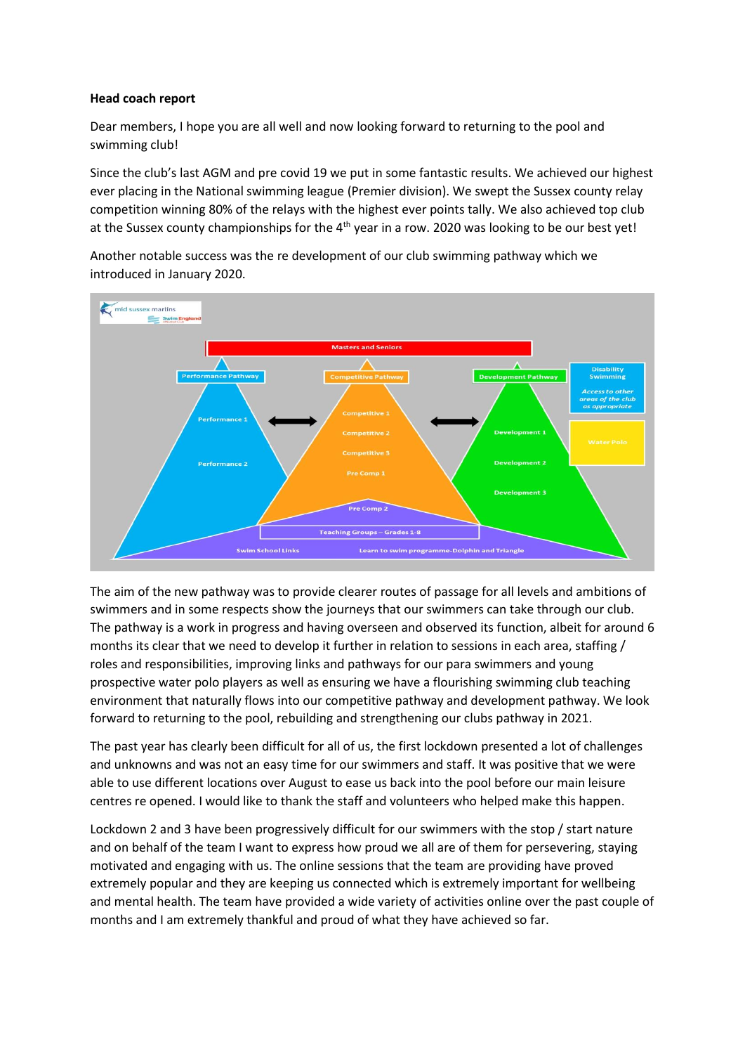**Head coach report**

Dear members, I hope you are all well and now looking forward to returning to the pool and swimming club!

Since the club's last AGM and pre covid 19 we put in some fantastic results. We achieved our highest ever placing in the National swimming league (Premier division). We swept the Sussex county relay competition winning 80% of the relays with the highest ever points tally. We also achieved top club at the Sussex county championships for the 4th year in a row. 2020 was looking to be our best yet!

Another notable success was the re development of our club swimming pathway which we introduced in January 2020.

The aim of the new pathway was to provide clearer routes of passage for all levels and ambitions of swimmers and in some respects show the journeys that our swimmers can take through our club. The pathway is a work in progress and having overseen and observed its function, albeit for around 6 months its clear that we need to develop it further in relation to sessions in each area, staffing / roles and responsibilities, improving links and pathways for our para swimmers and young prospective water polo players as well as ensuring we have a flourishing swimming club teaching environment that naturally flows into our competitive pathway and development pathway. We look forward to returning to the pool, rebuilding and strengthening our clubs pathway in 2021.

The past year has clearly been difficult for all of us, the first lockdown presented a lot of challenges and unknowns and was not an easy time for our swimmers and staff. It was positive that we were able to use different locations over August to ease us back into the pool before our main leisure centres re opened. I would like to thank the staff and volunteers who helped make this happen.

Lockdown 2 and 3 have been progressively difficult for our swimmers with the stop / start nature and on behalf of the team I want to express how proud we all are of them for persevering, staying motivated and engaging with us. The online sessions that the team are providing have proved extremely popular and they are keeping us connected which is extremely important for wellbeing and mental health. The team have provided a wide variety of activities online over the past couple of months and I am extremely thankful and proud of what they have achieved so far.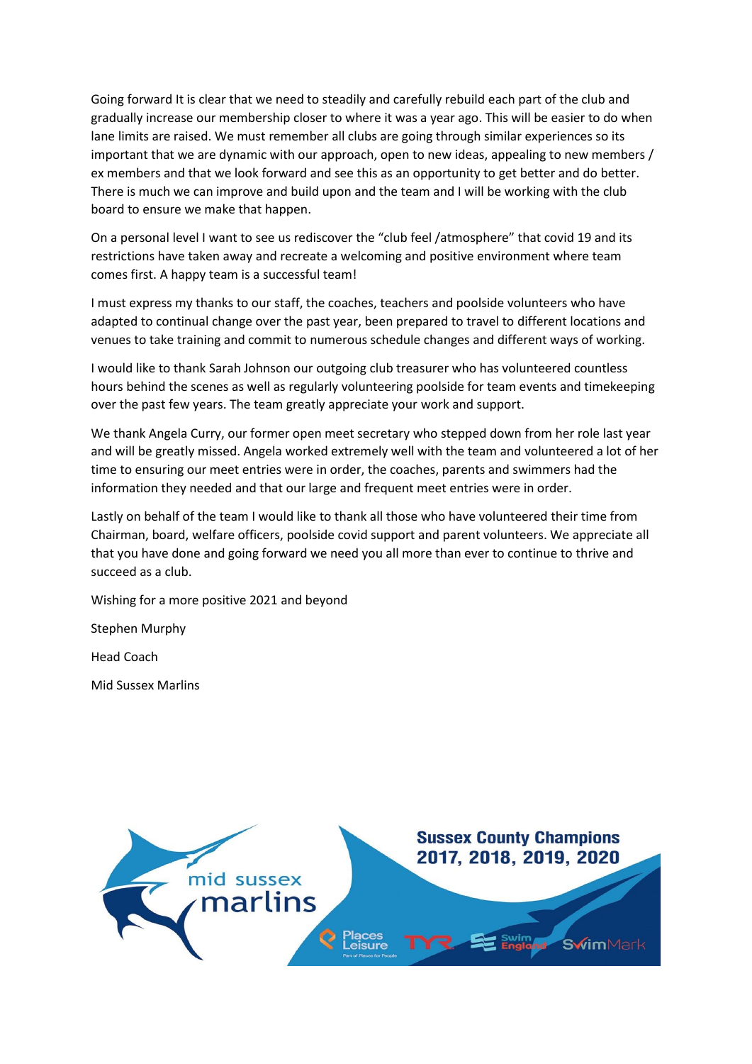Going forward It is clear that we need to steadily and carefully rebuild each part of the club and gradually increase our membership closer to where it was a year ago. This will be easier to do when lane limits are raised. We must remember all clubs are going through similar experiences so its important that we are dynamic with our approach, open to new ideas, appealing to new members / ex members and that we look forward and see this as an opportunity to get better and do better. There is much we can improve and build upon and the team and I will be working with the club board to ensure we make that happen.

On a personal level I want to see us rediscover the "club feel /atmosphere" that covid 19 and its restrictions have taken away and recreate a welcoming and positive environment where team comes first. A happy team is a successful team!

I must express my thanks to our staff, the coaches, teachers and poolside volunteers who have adapted to continual change over the past year, been prepared to travel to different locations and venues to take training and commit to numerous schedule changes and different ways of working.

I would like to thank Sarah Johnson our outgoing club treasurer who has volunteered countless hours behind the scenes as well as regularly volunteering poolside for team events and timekeeping over the past few years. The team greatly appreciate your work and support.

We thank Angela Curry, our former open meet secretary who stepped down from her role last year and will be greatly missed. Angela worked extremely well with the team and volunteered a lot of her time to ensuring our meet entries were in order, the coaches, parents and swimmers had the information they needed and that our large and frequent meet entries were in order.

Lastly on behalf of the team I would like to thank all those who have volunteered their time from Chairman, board, welfare officers, poolside covid support and parent volunteers. We appreciate all that you have done and going forward we need you all more than ever to continue to thrive and succeed as a club.

Wishing for a more positive 2021 and beyond

Stephen Murphy

Head Coach

Mid Sussex Marlins

mid sussex marlins

**Sussex County Champions 2017, 2018, 2019, 2020**

Places Leisure · TYR · Swim England · SwimMark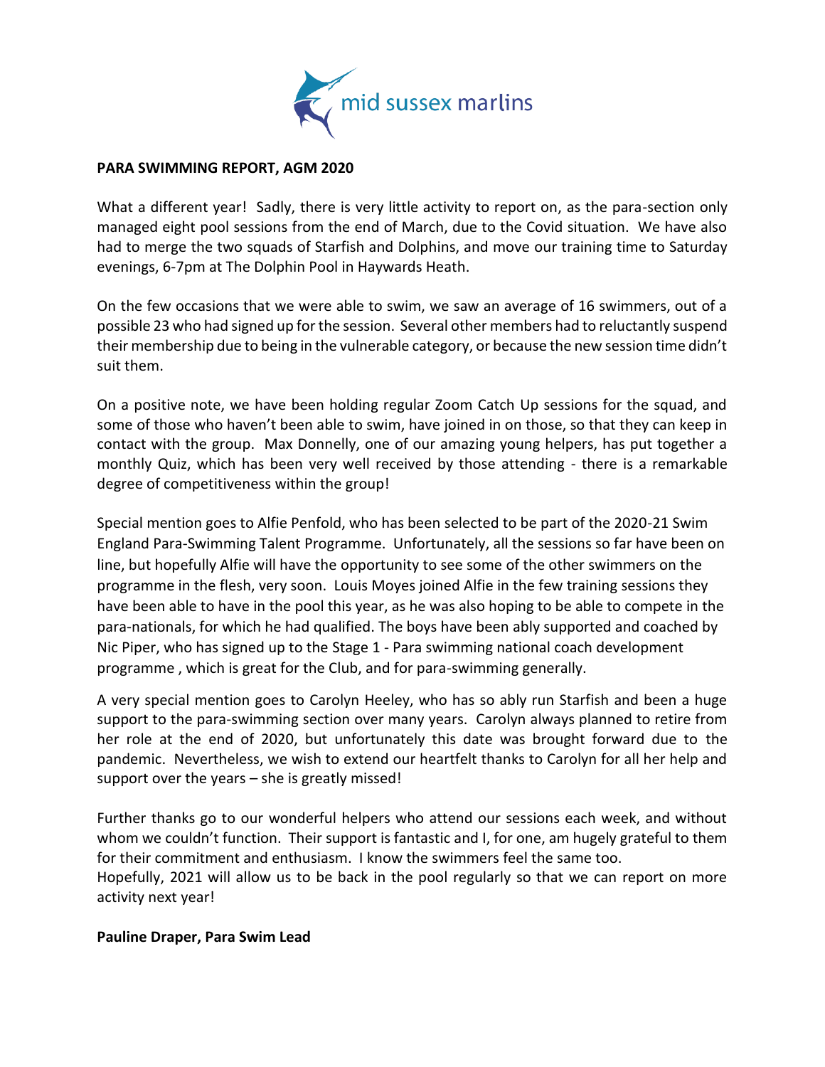**PARA SWIMMING REPORT, AGM 2020**

What a different year! Sadly, there is very little activity to report on, as the para-section only managed eight pool sessions from the end of March, due to the Covid situation. We have also had to merge the two squads of Starfish and Dolphins, and move our training time to Saturday evenings, 6-7pm at The Dolphin Pool in Haywards Heath.

On the few occasions that we were able to swim, we saw an average of 16 swimmers, out of a possible 23 who had signed up for the session. Several other members had to reluctantly suspend their membership due to being in the vulnerable category, or because the new session time didn't suit them.

On a positive note, we have been holding regular Zoom Catch Up sessions for the squad, and some of those who haven't been able to swim, have joined in on those, so that they can keep in contact with the group. Max Donnelly, one of our amazing young helpers, has put together a monthly Quiz, which has been very well received by those attending - there is a remarkable degree of competitiveness within the group!

Special mention goes to Alfie Penfold, who has been selected to be part of the 2020-21 Swim England Para-Swimming Talent Programme. Unfortunately, all the sessions so far have been on line, but hopefully Alfie will have the opportunity to see some of the other swimmers on the programme in the flesh, very soon. Louis Moyes joined Alfie in the few training sessions they have been able to have in the pool this year, as he was also hoping to be able to compete in the para-nationals, for which he had qualified. The boys have been ably supported and coached by Nic Piper, who has signed up to the Stage 1 - Para swimming national coach development programme , which is great for the Club, and for para-swimming generally.

A very special mention goes to Carolyn Heeley, who has so ably run Starfish and been a huge support to the para-swimming section over many years. Carolyn always planned to retire from her role at the end of 2020, but unfortunately this date was brought forward due to the pandemic. Nevertheless, we wish to extend our heartfelt thanks to Carolyn for all her help and support over the years – she is greatly missed!

Further thanks go to our wonderful helpers who attend our sessions each week, and without whom we couldn't function. Their support is fantastic and I, for one, am hugely grateful to them for their commitment and enthusiasm. I know the swimmers feel the same too.
Hopefully, 2021 will allow us to be back in the pool regularly so that we can report on more activity next year!

**Pauline Draper, Para Swim Lead**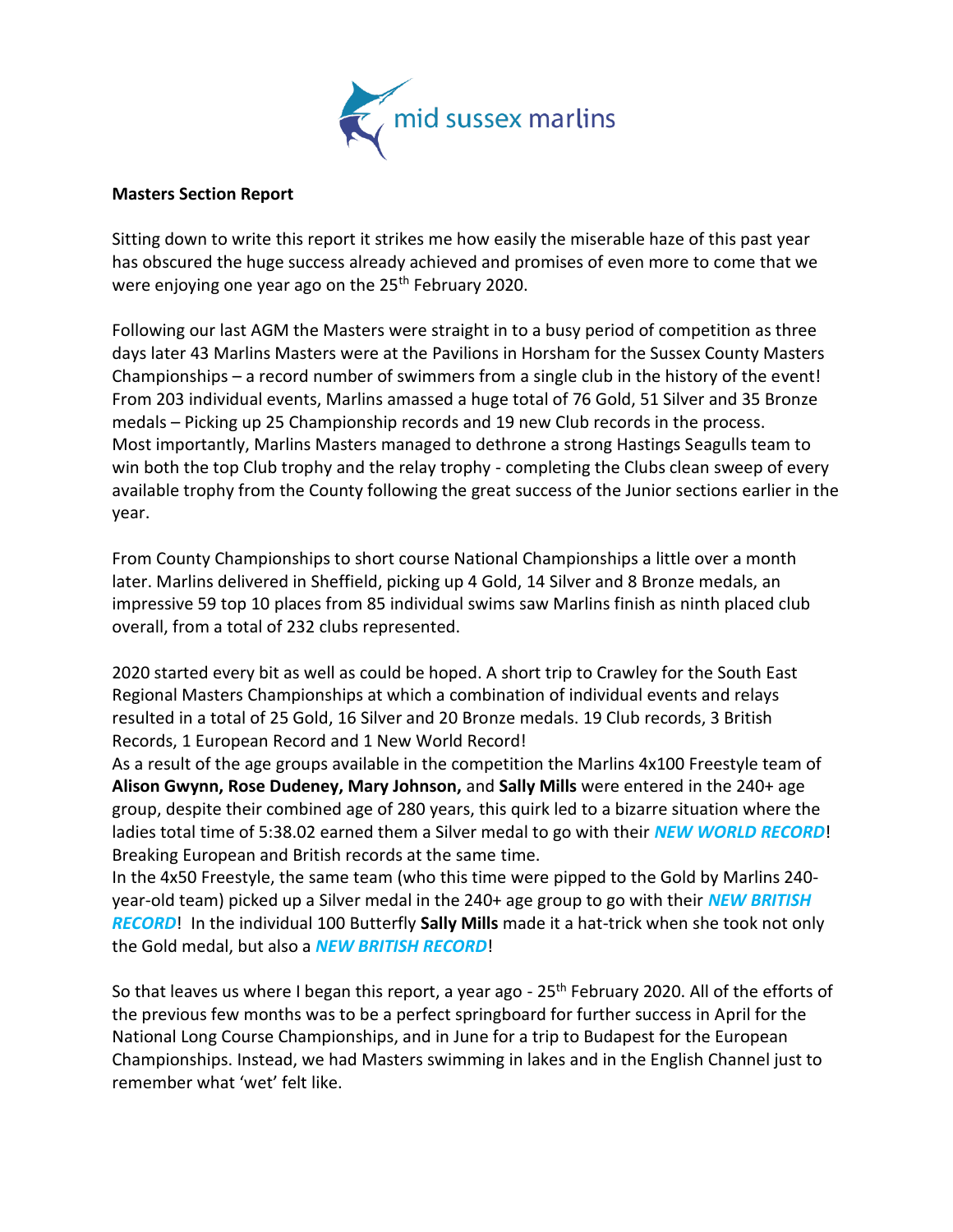**Masters Section Report**

Sitting down to write this report it strikes me how easily the miserable haze of this past year has obscured the huge success already achieved and promises of even more to come that we were enjoying one year ago on the 25th February 2020.

Following our last AGM the Masters were straight in to a busy period of competition as three days later 43 Marlins Masters were at the Pavilions in Horsham for the Sussex County Masters Championships – a record number of swimmers from a single club in the history of the event! From 203 individual events, Marlins amassed a huge total of 76 Gold, 51 Silver and 35 Bronze medals – Picking up 25 Championship records and 19 new Club records in the process. Most importantly, Marlins Masters managed to dethrone a strong Hastings Seagulls team to win both the top Club trophy and the relay trophy - completing the Clubs clean sweep of every available trophy from the County following the great success of the Junior sections earlier in the year.

From County Championships to short course National Championships a little over a month later. Marlins delivered in Sheffield, picking up 4 Gold, 14 Silver and 8 Bronze medals, an impressive 59 top 10 places from 85 individual swims saw Marlins finish as ninth placed club overall, from a total of 232 clubs represented.

2020 started every bit as well as could be hoped. A short trip to Crawley for the South East Regional Masters Championships at which a combination of individual events and relays resulted in a total of 25 Gold, 16 Silver and 20 Bronze medals. 19 Club records, 3 British Records, 1 European Record and 1 New World Record!

As a result of the age groups available in the competition the Marlins 4x100 Freestyle team of **Alison Gwynn, Rose Dudeney, Mary Johnson,** and **Sally Mills** were entered in the 240+ age group, despite their combined age of 280 years, this quirk led to a bizarre situation where the ladies total time of 5:38.02 earned them a Silver medal to go with their ***NEW WORLD RECORD***! Breaking European and British records at the same time.

In the 4x50 Freestyle, the same team (who this time were pipped to the Gold by Marlins 240-year-old team) picked up a Silver medal in the 240+ age group to go with their ***NEW BRITISH RECORD***! In the individual 100 Butterfly **Sally Mills** made it a hat-trick when she took not only the Gold medal, but also a ***NEW BRITISH RECORD***!

So that leaves us where I began this report, a year ago - 25th February 2020. All of the efforts of the previous few months was to be a perfect springboard for further success in April for the National Long Course Championships, and in June for a trip to Budapest for the European Championships. Instead, we had Masters swimming in lakes and in the English Channel just to remember what 'wet' felt like.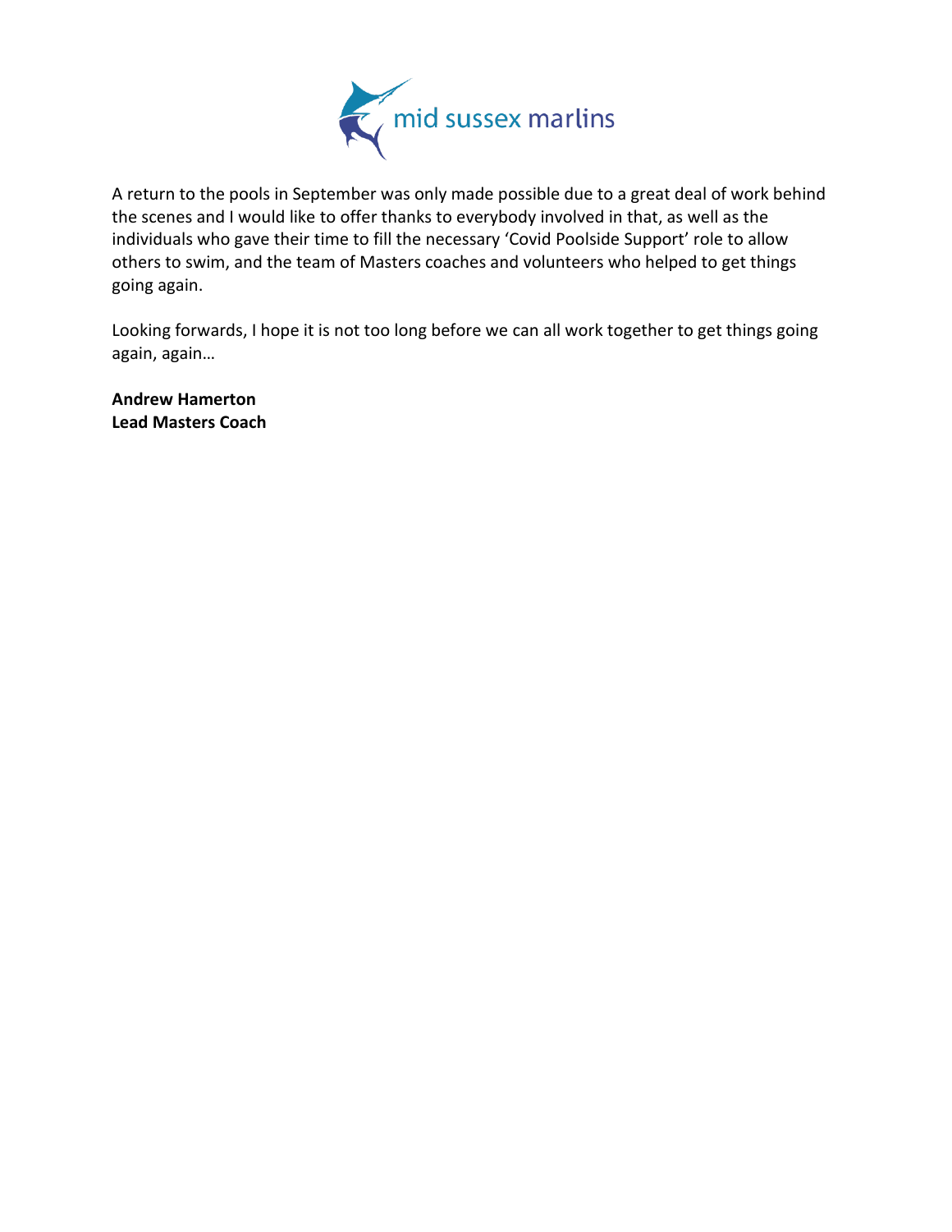A return to the pools in September was only made possible due to a great deal of work behind the scenes and I would like to offer thanks to everybody involved in that, as well as the individuals who gave their time to fill the necessary 'Covid Poolside Support' role to allow others to swim, and the team of Masters coaches and volunteers who helped to get things going again.

Looking forwards, I hope it is not too long before we can all work together to get things going again, again…

**Andrew Hamerton**
**Lead Masters Coach**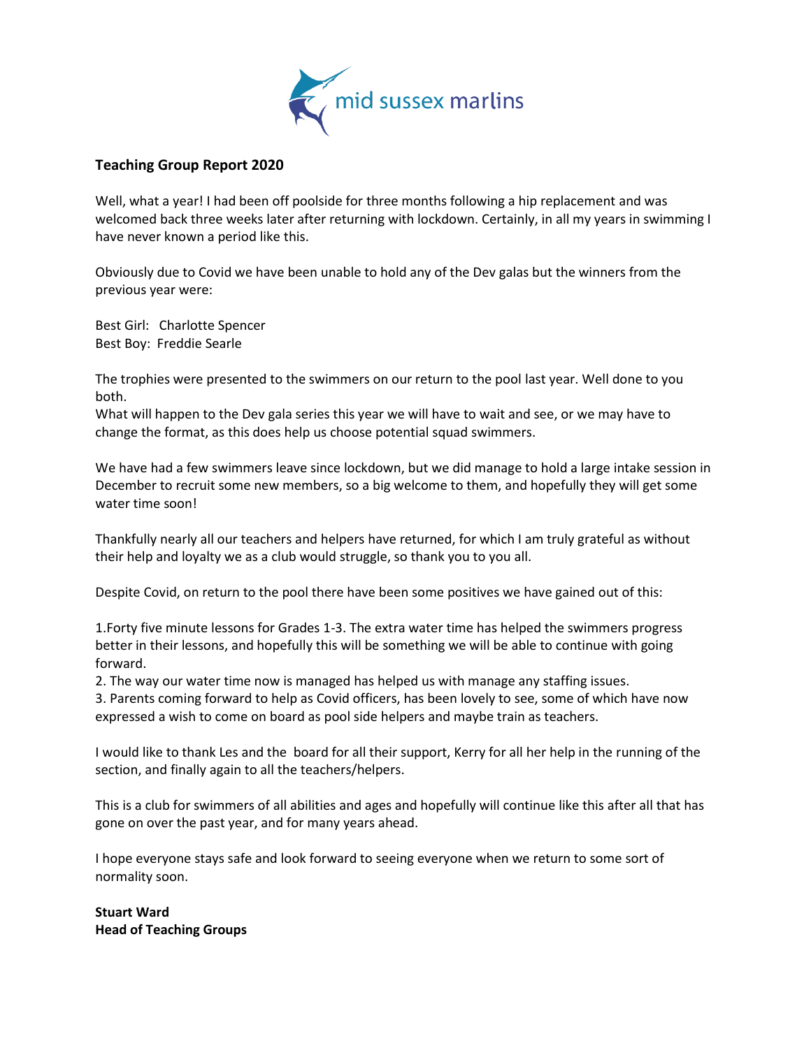## Teaching Group Report 2020

Well, what a year! I had been off poolside for three months following a hip replacement and was welcomed back three weeks later after returning with lockdown. Certainly, in all my years in swimming I have never known a period like this.

Obviously due to Covid we have been unable to hold any of the Dev galas but the winners from the previous year were:

Best Girl: Charlotte Spencer
Best Boy: Freddie Searle

The trophies were presented to the swimmers on our return to the pool last year. Well done to you both.
What will happen to the Dev gala series this year we will have to wait and see, or we may have to change the format, as this does help us choose potential squad swimmers.

We have had a few swimmers leave since lockdown, but we did manage to hold a large intake session in December to recruit some new members, so a big welcome to them, and hopefully they will get some water time soon!

Thankfully nearly all our teachers and helpers have returned, for which I am truly grateful as without their help and loyalty we as a club would struggle, so thank you to you all.

Despite Covid, on return to the pool there have been some positives we have gained out of this:

1.Forty five minute lessons for Grades 1-3. The extra water time has helped the swimmers progress better in their lessons, and hopefully this will be something we will be able to continue with going forward.
2. The way our water time now is managed has helped us with manage any staffing issues.
3. Parents coming forward to help as Covid officers, has been lovely to see, some of which have now expressed a wish to come on board as pool side helpers and maybe train as teachers.

I would like to thank Les and the board for all their support, Kerry for all her help in the running of the section, and finally again to all the teachers/helpers.

This is a club for swimmers of all abilities and ages and hopefully will continue like this after all that has gone on over the past year, and for many years ahead.

I hope everyone stays safe and look forward to seeing everyone when we return to some sort of normality soon.

**Stuart Ward**
**Head of Teaching Groups**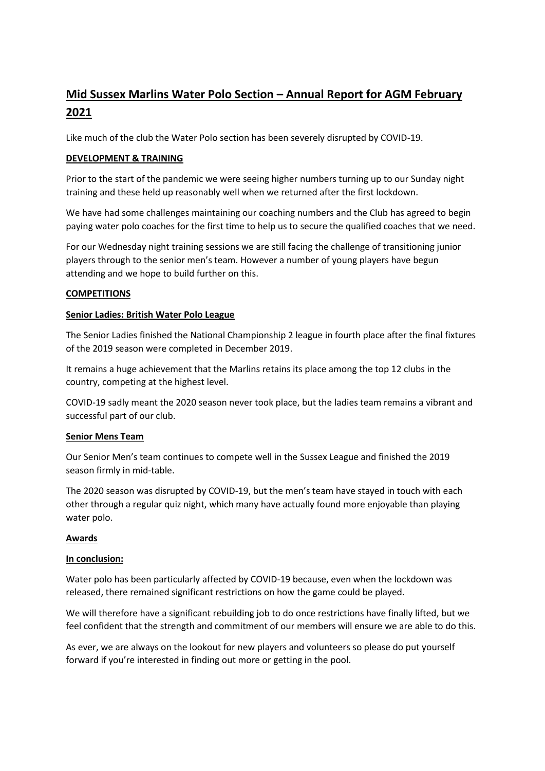# Mid Sussex Marlins Water Polo Section – Annual Report for AGM February 2021

Like much of the club the Water Polo section has been severely disrupted by COVID-19.

## DEVELOPMENT & TRAINING

Prior to the start of the pandemic we were seeing higher numbers turning up to our Sunday night training and these held up reasonably well when we returned after the first lockdown.

We have had some challenges maintaining our coaching numbers and the Club has agreed to begin paying water polo coaches for the first time to help us to secure the qualified coaches that we need.

For our Wednesday night training sessions we are still facing the challenge of transitioning junior players through to the senior men's team. However a number of young players have begun attending and we hope to build further on this.

## COMPETITIONS

### Senior Ladies: British Water Polo League

The Senior Ladies finished the National Championship 2 league in fourth place after the final fixtures of the 2019 season were completed in December 2019.

It remains a huge achievement that the Marlins retains its place among the top 12 clubs in the country, competing at the highest level.

COVID-19 sadly meant the 2020 season never took place, but the ladies team remains a vibrant and successful part of our club.

### Senior Mens Team

Our Senior Men's team continues to compete well in the Sussex League and finished the 2019 season firmly in mid-table.

The 2020 season was disrupted by COVID-19, but the men's team have stayed in touch with each other through a regular quiz night, which many have actually found more enjoyable than playing water polo.

### Awards

### In conclusion:

Water polo has been particularly affected by COVID-19 because, even when the lockdown was released, there remained significant restrictions on how the game could be played.

We will therefore have a significant rebuilding job to do once restrictions have finally lifted, but we feel confident that the strength and commitment of our members will ensure we are able to do this.

As ever, we are always on the lookout for new players and volunteers so please do put yourself forward if you're interested in finding out more or getting in the pool.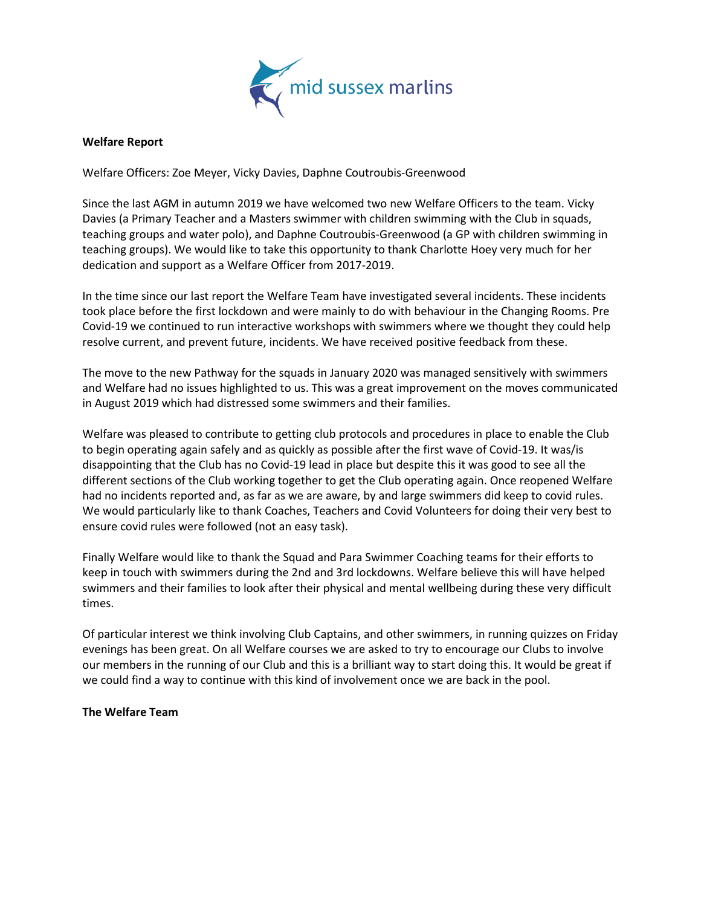**Welfare Report**

Welfare Officers: Zoe Meyer, Vicky Davies, Daphne Coutroubis-Greenwood

Since the last AGM in autumn 2019 we have welcomed two new Welfare Officers to the team. Vicky Davies (a Primary Teacher and a Masters swimmer with children swimming with the Club in squads, teaching groups and water polo), and Daphne Coutroubis-Greenwood (a GP with children swimming in teaching groups). We would like to take this opportunity to thank Charlotte Hoey very much for her dedication and support as a Welfare Officer from 2017-2019.

In the time since our last report the Welfare Team have investigated several incidents. These incidents took place before the first lockdown and were mainly to do with behaviour in the Changing Rooms. Pre Covid-19 we continued to run interactive workshops with swimmers where we thought they could help resolve current, and prevent future, incidents. We have received positive feedback from these.

The move to the new Pathway for the squads in January 2020 was managed sensitively with swimmers and Welfare had no issues highlighted to us. This was a great improvement on the moves communicated in August 2019 which had distressed some swimmers and their families.

Welfare was pleased to contribute to getting club protocols and procedures in place to enable the Club to begin operating again safely and as quickly as possible after the first wave of Covid-19. It was/is disappointing that the Club has no Covid-19 lead in place but despite this it was good to see all the different sections of the Club working together to get the Club operating again. Once reopened Welfare had no incidents reported and, as far as we are aware, by and large swimmers did keep to covid rules. We would particularly like to thank Coaches, Teachers and Covid Volunteers for doing their very best to ensure covid rules were followed (not an easy task).

Finally Welfare would like to thank the Squad and Para Swimmer Coaching teams for their efforts to keep in touch with swimmers during the 2nd and 3rd lockdowns. Welfare believe this will have helped swimmers and their families to look after their physical and mental wellbeing during these very difficult times.

Of particular interest we think involving Club Captains, and other swimmers, in running quizzes on Friday evenings has been great. On all Welfare courses we are asked to try to encourage our Clubs to involve our members in the running of our Club and this is a brilliant way to start doing this. It would be great if we could find a way to continue with this kind of involvement once we are back in the pool.

**The Welfare Team**